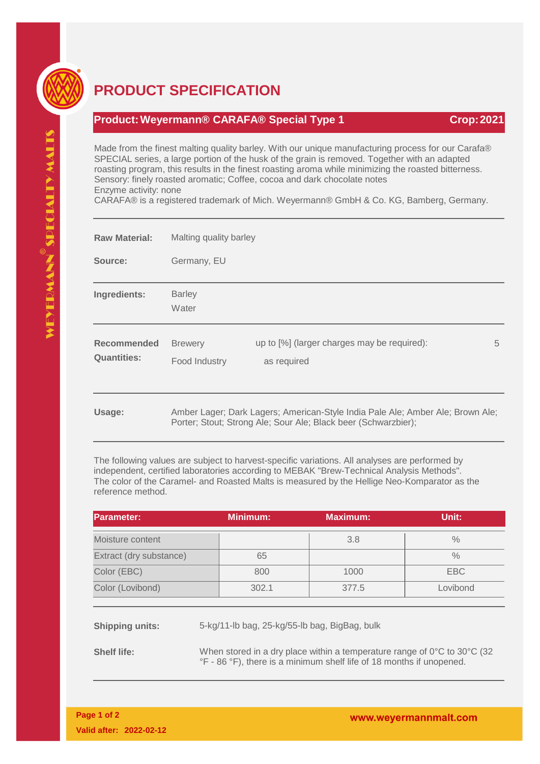# PRODUCT SPECIFICATION

## Product: Weyermann® CARAFA® Special Type 1 — Crop: 2021

Made from the finest malting quality barley. With our unique manufacturing process for our Carafa® SPECIAL series, a large portion of the husk of the grain is removed. Together with an adapted roasting program, this results in the finest roasting aroma while minimizing the roasted bitterness.
Sensory: finely roasted aromatic; Coffee, cocoa and dark chocolate notes
Enzyme activity: none
CARAFA® is a registered trademark of Mich. Weyermann® GmbH & Co. KG, Bamberg, Germany.

**Raw Material:** Malting quality barley

**Source:** Germany, EU

**Ingredients:** Barley
Water

**Recommended Quantities:**

| | | |
|---|---|---|
| Brewery | up to [%] (larger charges may be required): | 5 |
| Food Industry | as required | |

**Usage:** Amber Lager; Dark Lagers; American-Style India Pale Ale; Amber Ale; Brown Ale; Porter; Stout; Strong Ale; Sour Ale; Black beer (Schwarzbier);

The following values are subject to harvest-specific variations. All analyses are performed by independent, certified laboratories according to MEBAK "Brew-Technical Analysis Methods". The color of the Caramel- and Roasted Malts is measured by the Hellige Neo-Komparator as the reference method.

| Parameter: | Minimum: | Maximum: | Unit: |
|---|---|---|---|
| Moisture content | | 3.8 | % |
| Extract (dry substance) | 65 | | % |
| Color (EBC) | 800 | 1000 | EBC |
| Color (Lovibond) | 302.1 | 377.5 | Lovibond |

**Shipping units:** 5-kg/11-lb bag, 25-kg/55-lb bag, BigBag, bulk

**Shelf life:** When stored in a dry place within a temperature range of 0°C to 30°C (32 °F - 86 °F), there is a minimum shelf life of 18 months if unopened.

Valid after: 2022-02-12

www.weyermannmalt.com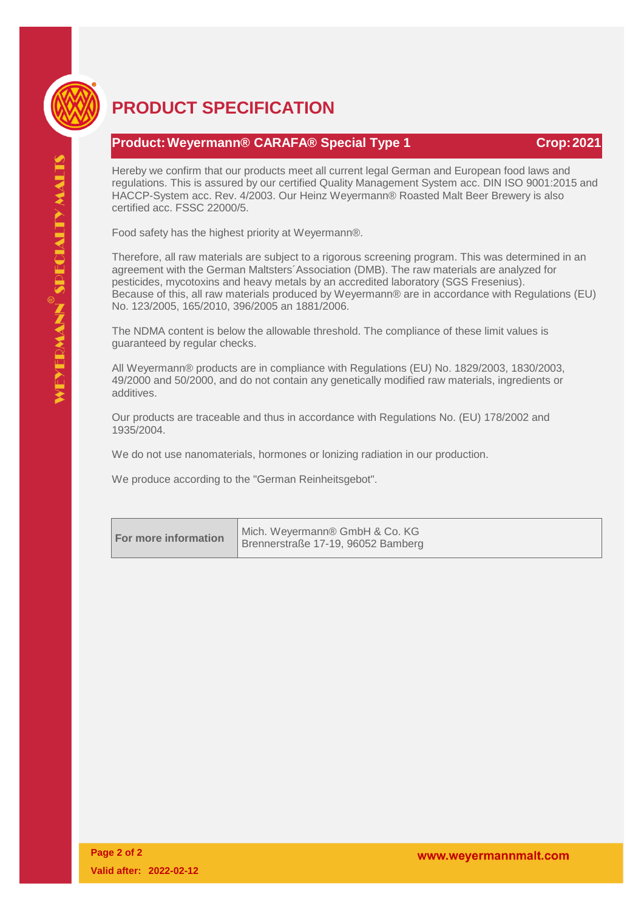# PRODUCT SPECIFICATION

**Product: Weyermann® CARAFA® Special Type 1** **Crop: 2021**

Hereby we confirm that our products meet all current legal German and European food laws and regulations. This is assured by our certified Quality Management System acc. DIN ISO 9001:2015 and HACCP-System acc. Rev. 4/2003. Our Heinz Weyermann® Roasted Malt Beer Brewery is also certified acc. FSSC 22000/5.

Food safety has the highest priority at Weyermann®.

Therefore, all raw materials are subject to a rigorous screening program. This was determined in an agreement with the German Maltsters´Association (DMB). The raw materials are analyzed for pesticides, mycotoxins and heavy metals by an accredited laboratory (SGS Fresenius). Because of this, all raw materials produced by Weyermann® are in accordance with Regulations (EU) No. 123/2005, 165/2010, 396/2005 an 1881/2006.

The NDMA content is below the allowable threshold. The compliance of these limit values is guaranteed by regular checks.

All Weyermann® products are in compliance with Regulations (EU) No. 1829/2003, 1830/2003, 49/2000 and 50/2000, and do not contain any genetically modified raw materials, ingredients or additives.

Our products are traceable and thus in accordance with Regulations No. (EU) 178/2002 and 1935/2004.

We do not use nanomaterials, hormones or Ionizing radiation in our production.

We produce according to the "German Reinheitsgebot".

| | |
|---|---|
| **For more information** | Mich. Weyermann® GmbH & Co. KG<br>Brennerstraße 17-19, 96052 Bamberg |

**Valid after: 2022-02-12**

**www.weyermannmalt.com**